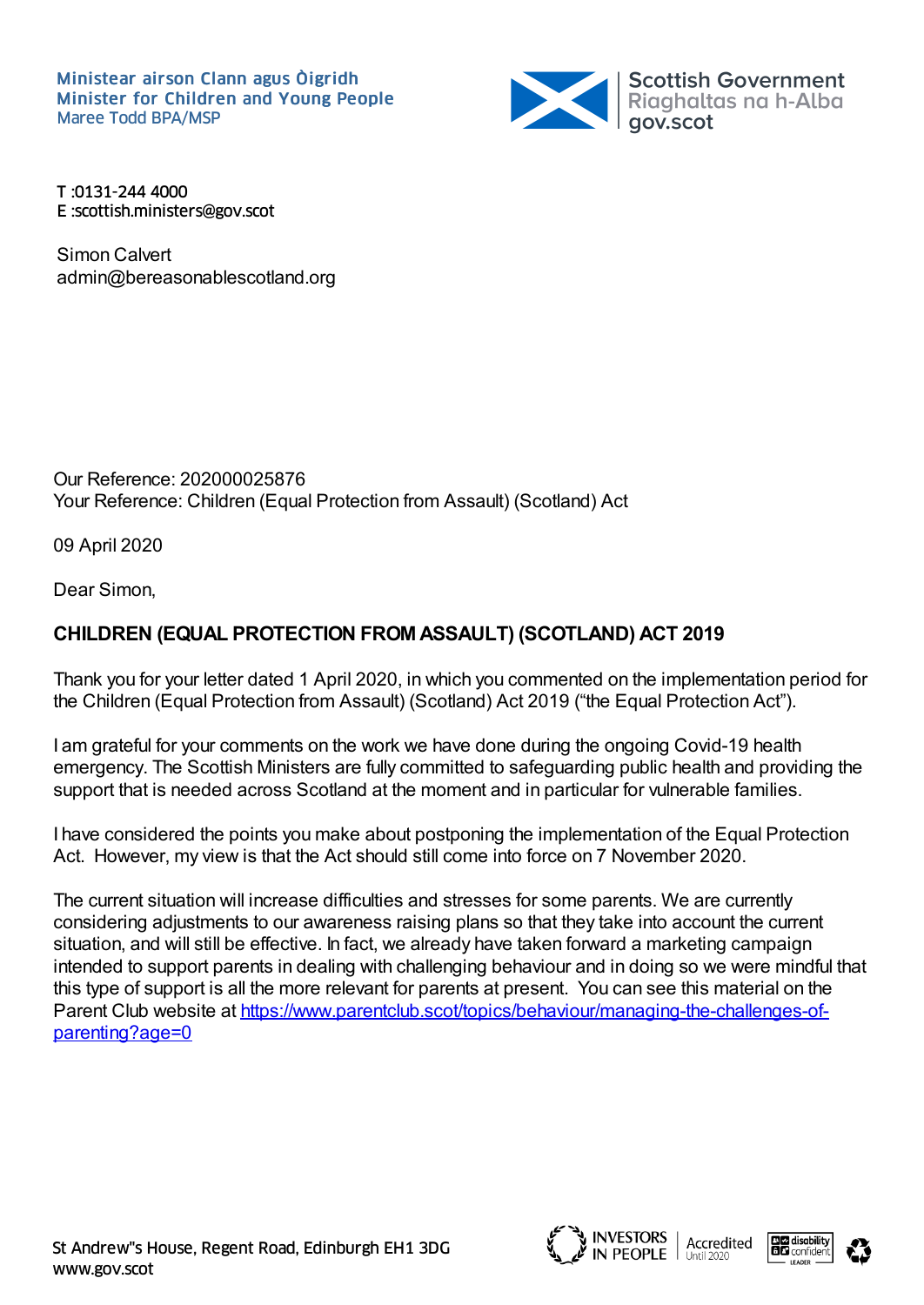Ministear airson Clann agus Òigridh
Minister for Children and Young People
Maree Todd BPA/MSP

Scottish Government
Riaghaltas na h-Alba
gov.scot

T :0131-244 4000
E :scottish.ministers@gov.scot

Simon Calvert
admin@bereasonablescotland.org

Our Reference: 202000025876
Your Reference: Children (Equal Protection from Assault) (Scotland) Act

09 April 2020

Dear Simon,

**CHILDREN (EQUAL PROTECTION FROM ASSAULT) (SCOTLAND) ACT 2019**

Thank you for your letter dated 1 April 2020, in which you commented on the implementation period for the Children (Equal Protection from Assault) (Scotland) Act 2019 ("the Equal Protection Act").

I am grateful for your comments on the work we have done during the ongoing Covid-19 health emergency. The Scottish Ministers are fully committed to safeguarding public health and providing the support that is needed across Scotland at the moment and in particular for vulnerable families.

I have considered the points you make about postponing the implementation of the Equal Protection Act. However, my view is that the Act should still come into force on 7 November 2020.

The current situation will increase difficulties and stresses for some parents. We are currently considering adjustments to our awareness raising plans so that they take into account the current situation, and will still be effective. In fact, we already have taken forward a marketing campaign intended to support parents in dealing with challenging behaviour and in doing so we were mindful that this type of support is all the more relevant for parents at present. You can see this material on the Parent Club website at [https://www.parentclub.scot/topics/behaviour/managing-the-challenges-of-parenting?age=0](https://www.parentclub.scot/topics/behaviour/managing-the-challenges-of-parenting?age=0)

St Andrew"s House, Regent Road, Edinburgh EH1 3DG
www.gov.scot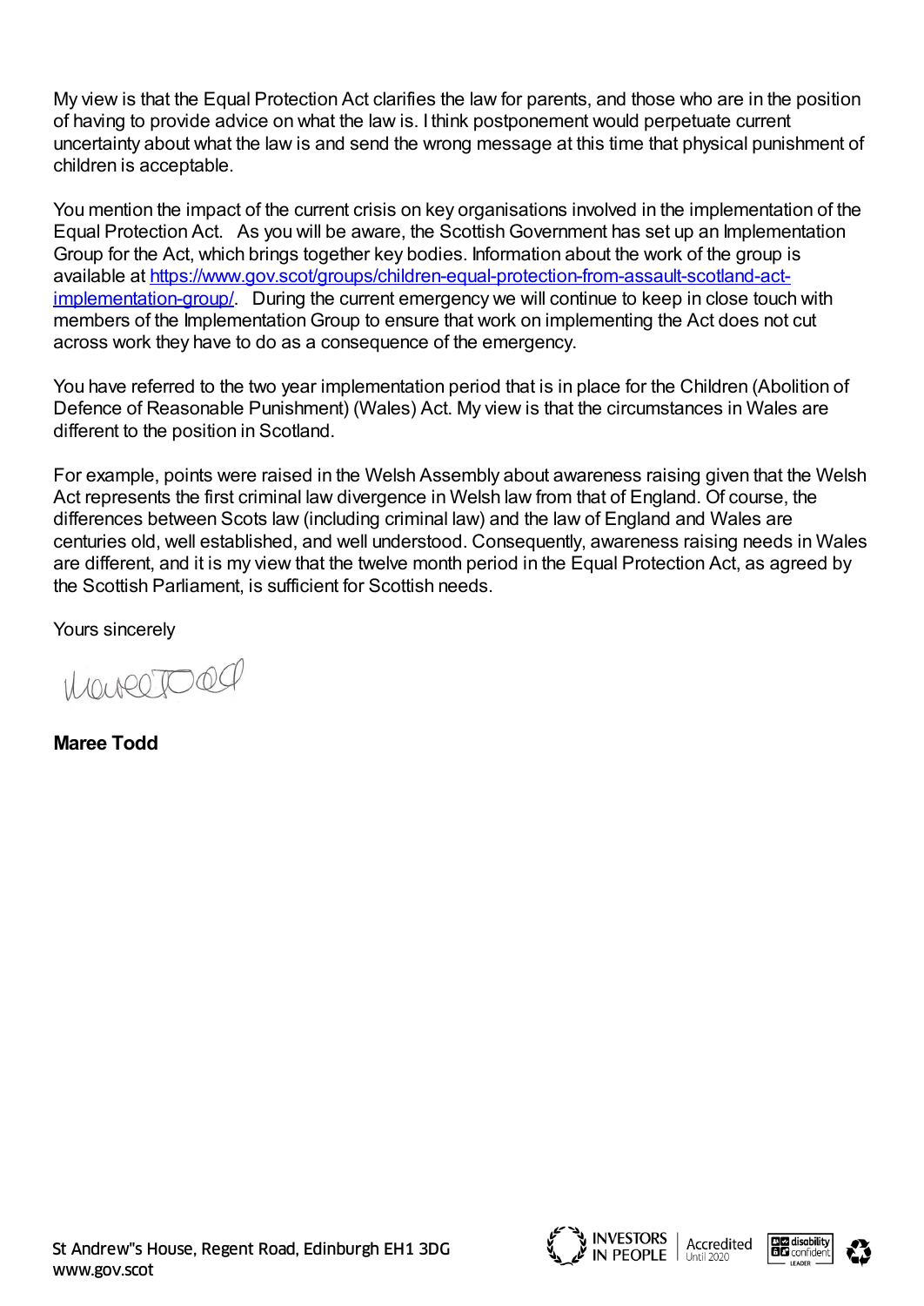My view is that the Equal Protection Act clarifies the law for parents, and those who are in the position of having to provide advice on what the law is. I think postponement would perpetuate current uncertainty about what the law is and send the wrong message at this time that physical punishment of children is acceptable.

You mention the impact of the current crisis on key organisations involved in the implementation of the Equal Protection Act. As you will be aware, the Scottish Government has set up an Implementation Group for the Act, which brings together key bodies. Information about the work of the group is available at [https://www.gov.scot/groups/children-equal-protection-from-assault-scotland-act-implementation-group/](https://www.gov.scot/groups/children-equal-protection-from-assault-scotland-act-implementation-group/). During the current emergency we will continue to keep in close touch with members of the Implementation Group to ensure that work on implementing the Act does not cut across work they have to do as a consequence of the emergency.

You have referred to the two year implementation period that is in place for the Children (Abolition of Defence of Reasonable Punishment) (Wales) Act. My view is that the circumstances in Wales are different to the position in Scotland.

For example, points were raised in the Welsh Assembly about awareness raising given that the Welsh Act represents the first criminal law divergence in Welsh law from that of England. Of course, the differences between Scots law (including criminal law) and the law of England and Wales are centuries old, well established, and well understood. Consequently, awareness raising needs in Wales are different, and it is my view that the twelve month period in the Equal Protection Act, as agreed by the Scottish Parliament, is sufficient for Scottish needs.

Yours sincerely

Maree Todd

**Maree Todd**

St Andrew"s House, Regent Road, Edinburgh EH1 3DG
www.gov.scot